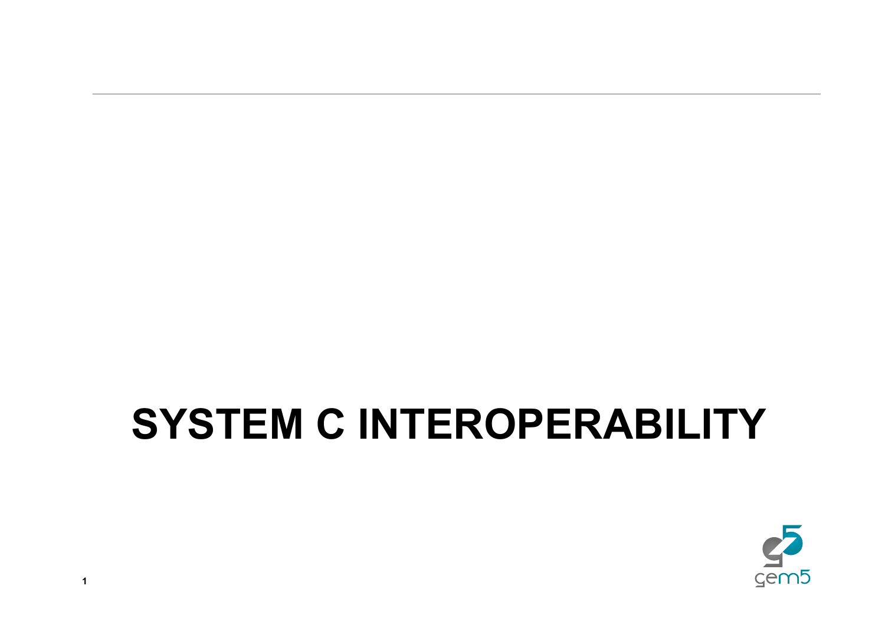# SYSTEM C INTEROPERABILITY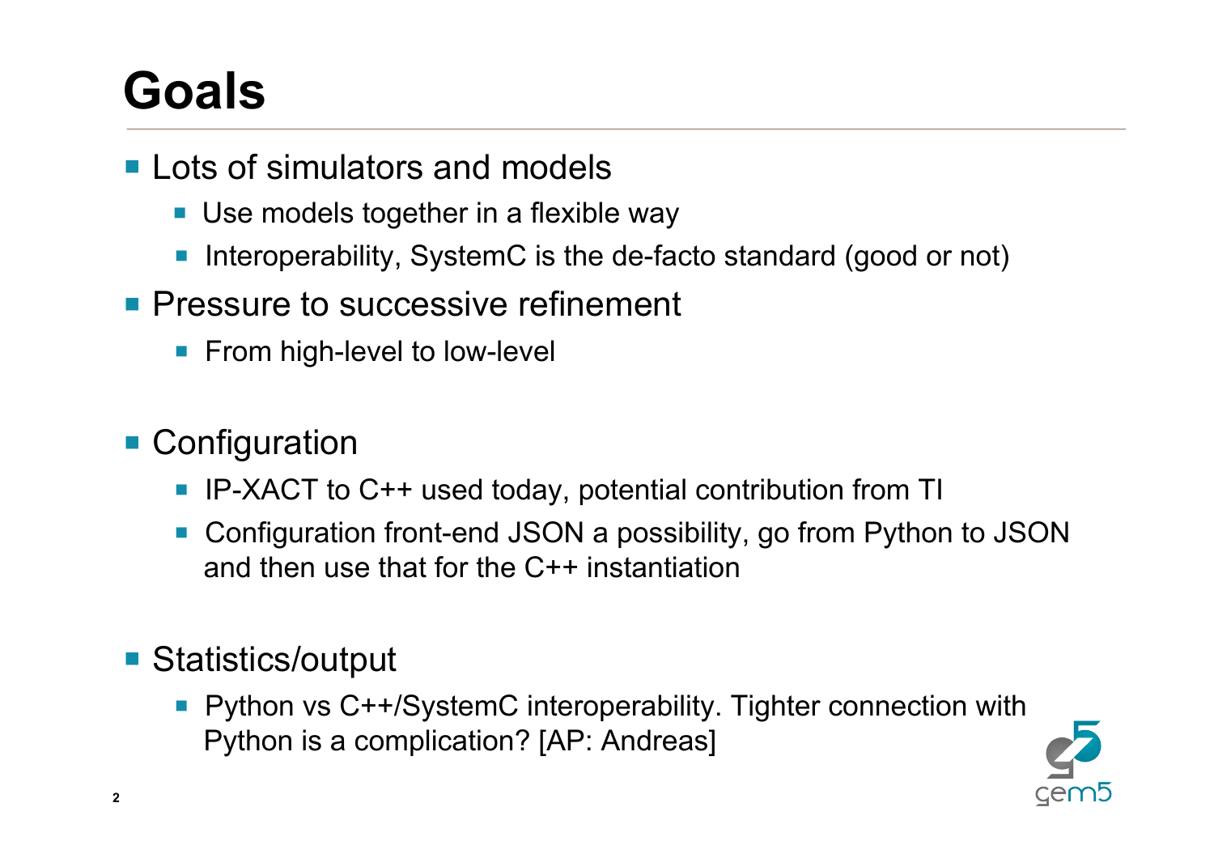# Goals

- Lots of simulators and models
  - Use models together in a flexible way
  - Interoperability, SystemC is the de-facto standard (good or not)
- Pressure to successive refinement
  - From high-level to low-level

- Configuration
  - IP-XACT to C++ used today, potential contribution from TI
  - Configuration front-end JSON a possibility, go from Python to JSON and then use that for the C++ instantiation

- Statistics/output
  - Python vs C++/SystemC interoperability. Tighter connection with Python is a complication? [AP: Andreas]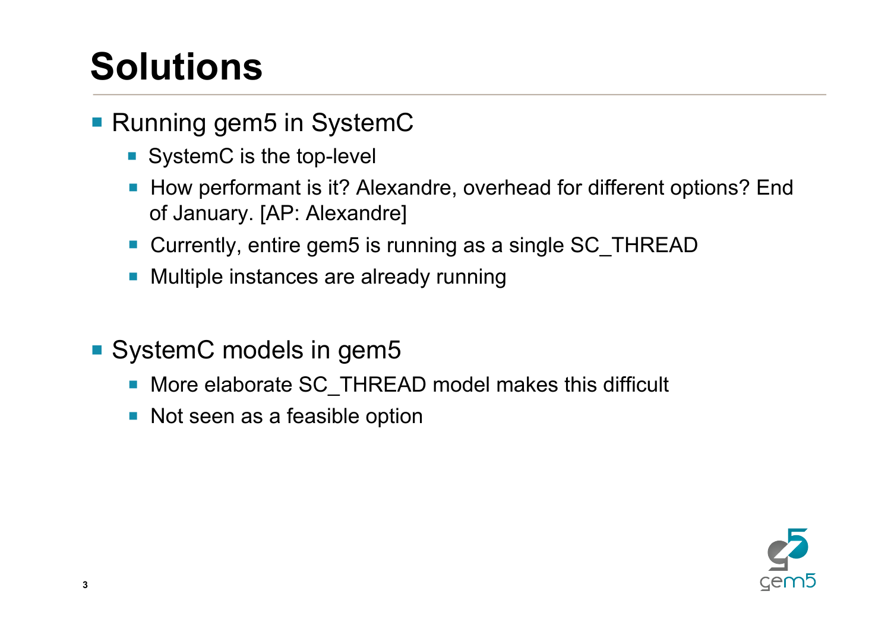# Solutions

- Running gem5 in SystemC
  - SystemC is the top-level
  - How performant is it? Alexandre, overhead for different options? End of January. [AP: Alexandre]
  - Currently, entire gem5 is running as a single SC_THREAD
  - Multiple instances are already running
- SystemC models in gem5
  - More elaborate SC_THREAD model makes this difficult
  - Not seen as a feasible option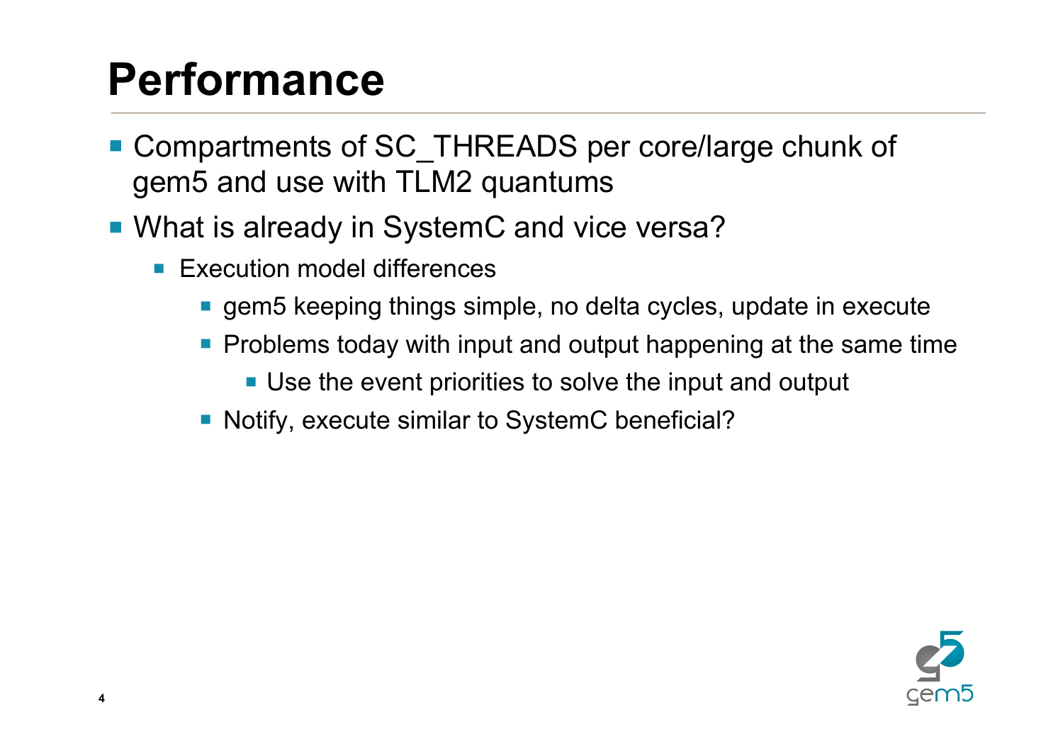# Performance

- Compartments of SC_THREADS per core/large chunk of gem5 and use with TLM2 quantums
- What is already in SystemC and vice versa?
  - Execution model differences
    - gem5 keeping things simple, no delta cycles, update in execute
    - Problems today with input and output happening at the same time
      - Use the event priorities to solve the input and output
    - Notify, execute similar to SystemC beneficial?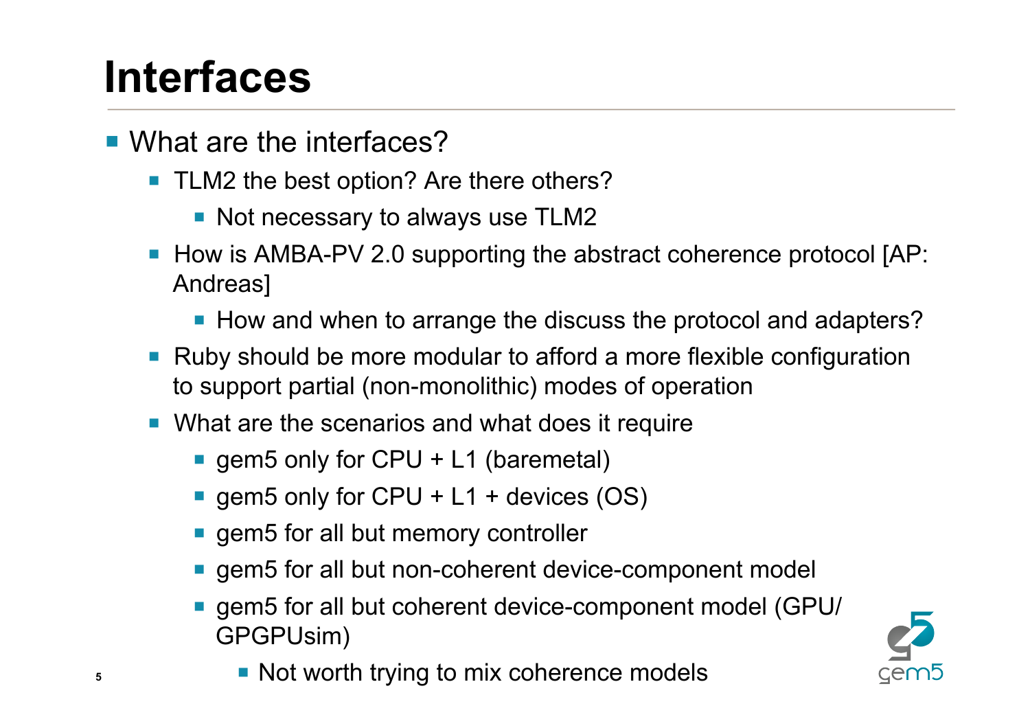# Interfaces

- What are the interfaces?
  - TLM2 the best option? Are there others?
    - Not necessary to always use TLM2
  - How is AMBA-PV 2.0 supporting the abstract coherence protocol [AP: Andreas]
    - How and when to arrange the discuss the protocol and adapters?
  - Ruby should be more modular to afford a more flexible configuration to support partial (non-monolithic) modes of operation
  - What are the scenarios and what does it require
    - gem5 only for CPU + L1 (baremetal)
    - gem5 only for CPU + L1 + devices (OS)
    - gem5 for all but memory controller
    - gem5 for all but non-coherent device-component model
    - gem5 for all but coherent device-component model (GPU/ GPGPUsim)
      - Not worth trying to mix coherence models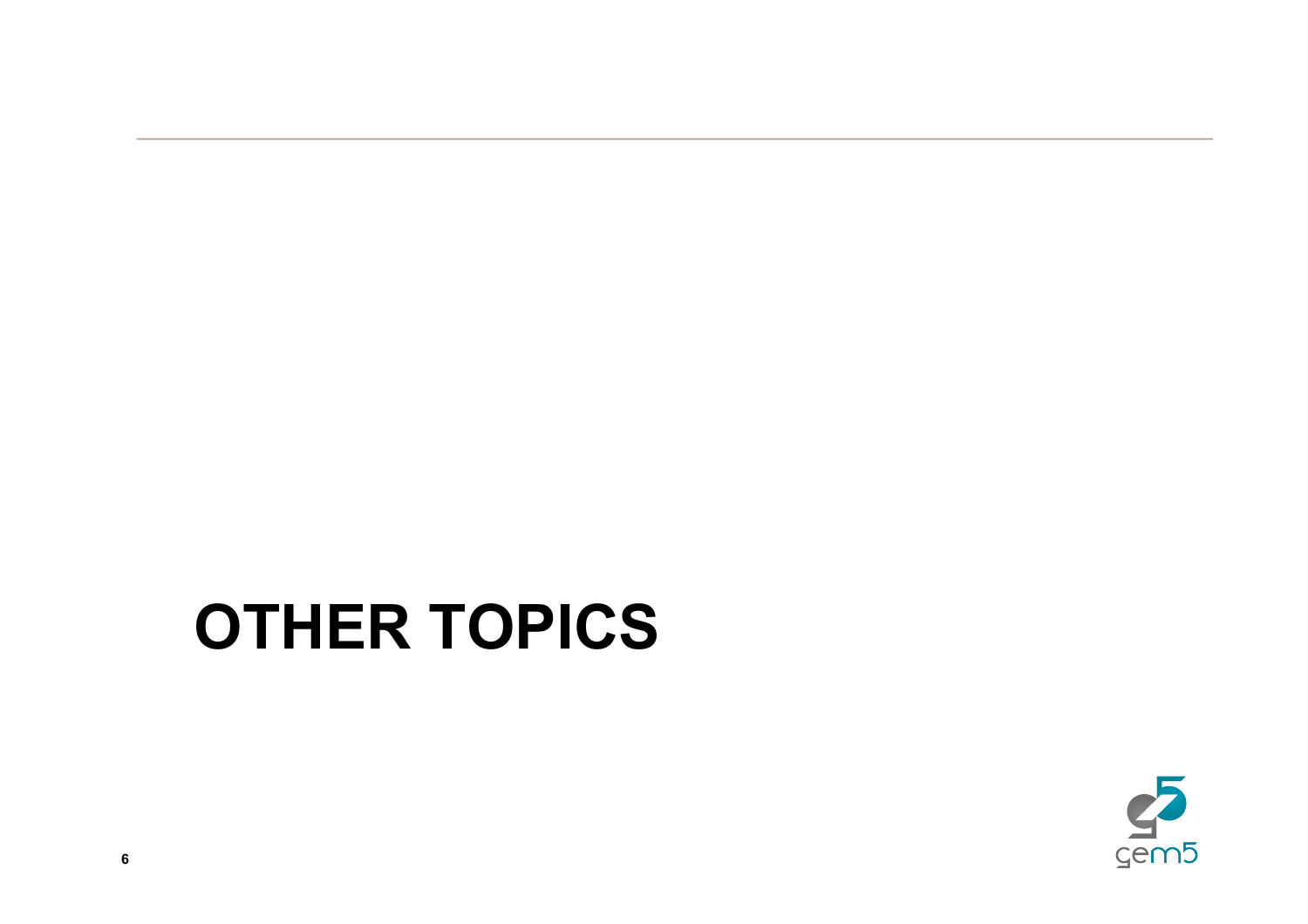# OTHER TOPICS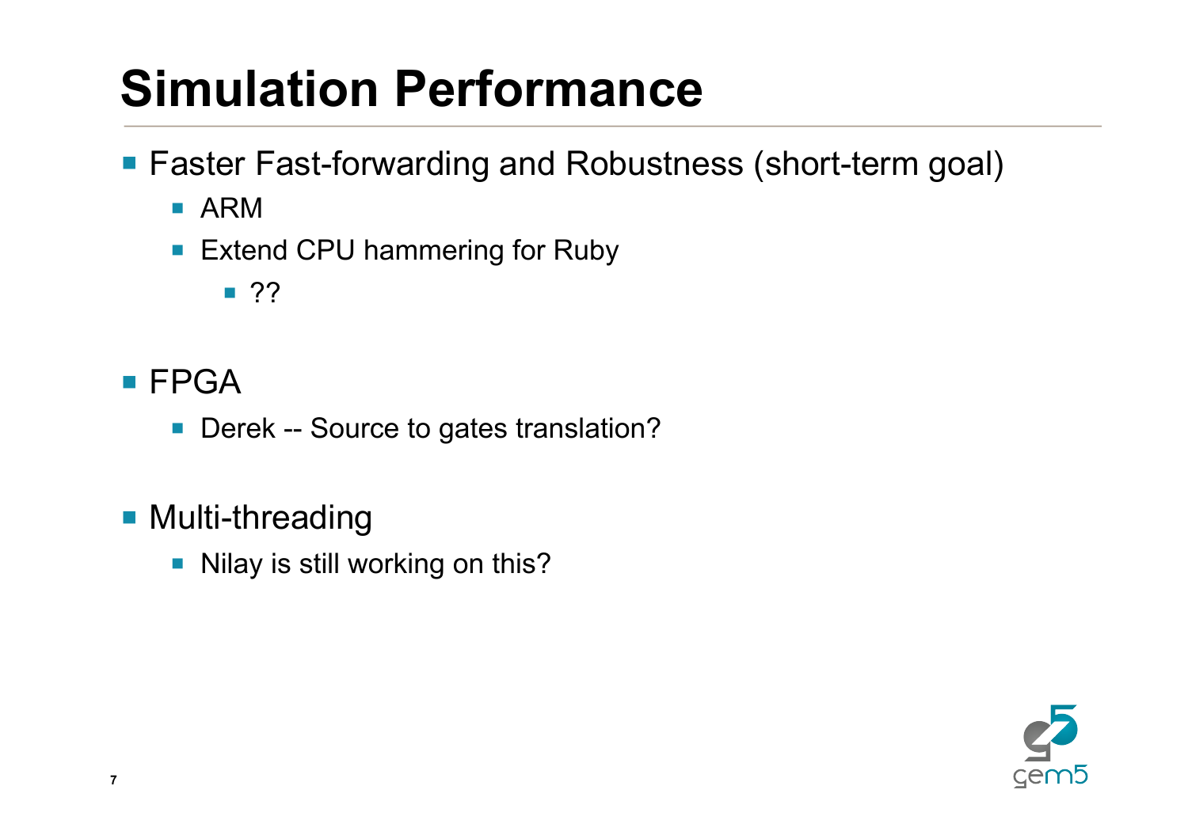# Simulation Performance

- Faster Fast-forwarding and Robustness (short-term goal)
  - ARM
  - Extend CPU hammering for Ruby
    - ??
- FPGA
  - Derek -- Source to gates translation?
- Multi-threading
  - Nilay is still working on this?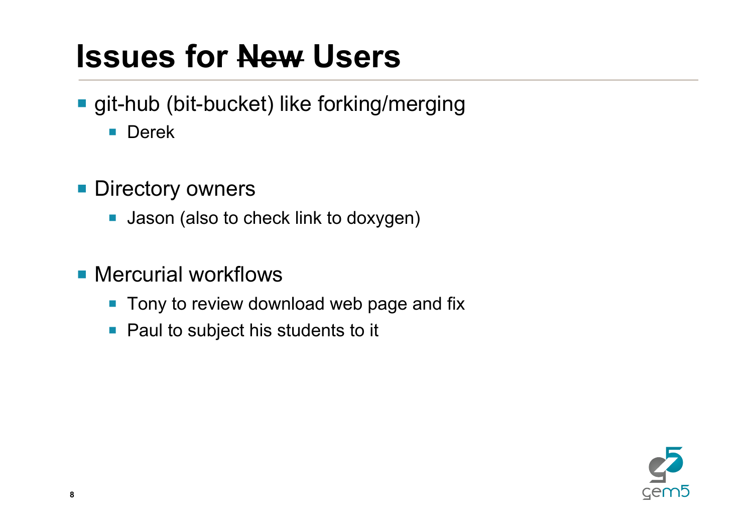# Issues for ~~New~~ Users

- git-hub (bit-bucket) like forking/merging
  - Derek
- Directory owners
  - Jason (also to check link to doxygen)
- Mercurial workflows
  - Tony to review download web page and fix
  - Paul to subject his students to it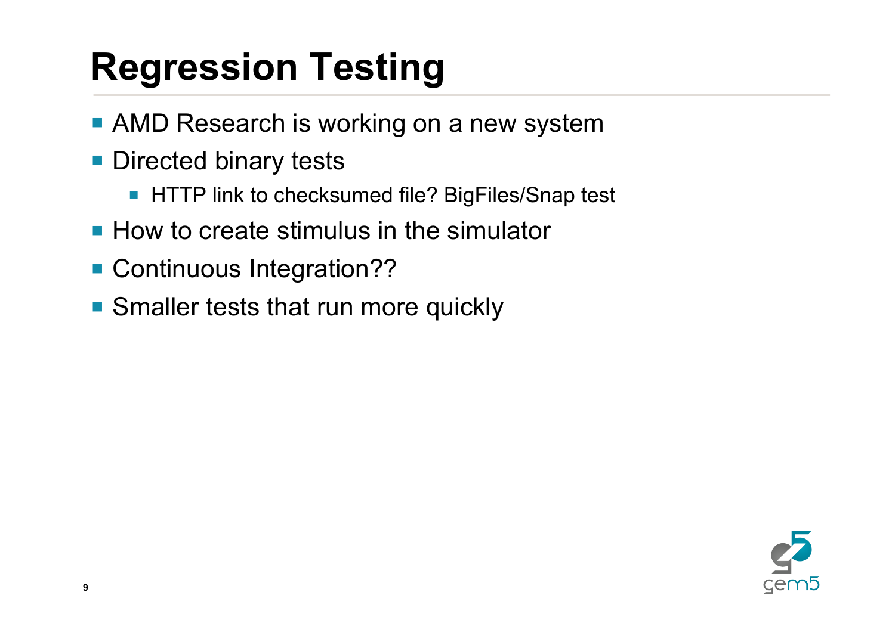# Regression Testing

- AMD Research is working on a new system
- Directed binary tests
  - HTTP link to checksumed file? BigFiles/Snap test
- How to create stimulus in the simulator
- Continuous Integration??
- Smaller tests that run more quickly